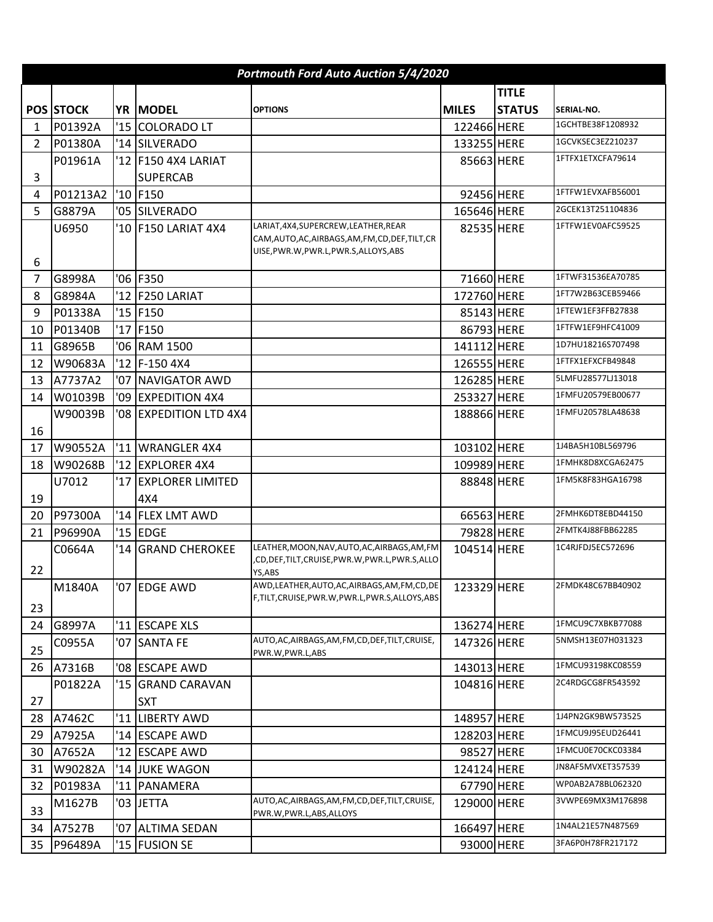**Portmouth Ford Auto Auction 5/4/2020**

| POS | STOCK | YR | MODEL | OPTIONS | MILES | TITLE STATUS | SERIAL-NO. |
|---|---|---|---|---|---|---|---|
| 1 | P01392A | '15 | COLORADO LT | | 122466 | HERE | 1GCHTBE38F1208932 |
| 2 | P01380A | '14 | SILVERADO | | 133255 | HERE | 1GCVKSEC3EZ210237 |
| 3 | P01961A | '12 | F150 4X4 LARIAT SUPERCAB | | 85663 | HERE | 1FTFX1ETXCFA79614 |
| 4 | P01213A2 | '10 | F150 | | 92456 | HERE | 1FTFW1EVXAFB56001 |
| 5 | G8879A | '05 | SILVERADO | | 165646 | HERE | 2GCEK13T251104836 |
| 6 | U6950 | '10 | F150 LARIAT 4X4 | LARIAT,4X4,SUPERCREW,LEATHER,REAR CAM,AUTO,AC,AIRBAGS,AM,FM,CD,DEF,TILT,CRUISE,PWR.W,PWR.L,PWR.S,ALLOYS,ABS | 82535 | HERE | 1FTFW1EV0AFC59525 |
| 7 | G8998A | '06 | F350 | | 71660 | HERE | 1FTWF31536EA70785 |
| 8 | G8984A | '12 | F250 LARIAT | | 172760 | HERE | 1FT7W2B63CEB59466 |
| 9 | P01338A | '15 | F150 | | 85143 | HERE | 1FTEW1EF3FFB27838 |
| 10 | P01340B | '17 | F150 | | 86793 | HERE | 1FTFW1EF9HFC41009 |
| 11 | G8965B | '06 | RAM 1500 | | 141112 | HERE | 1D7HU18216S707498 |
| 12 | W90683A | '12 | F-150 4X4 | | 126555 | HERE | 1FTFX1EFXCFB49848 |
| 13 | A7737A2 | '07 | NAVIGATOR AWD | | 126285 | HERE | 5LMFU28577LJ13018 |
| 14 | W01039B | '09 | EXPEDITION 4X4 | | 253327 | HERE | 1FMFU20579EB00677 |
| 16 | W90039B | '08 | EXPEDITION LTD 4X4 | | 188866 | HERE | 1FMFU20578LA48638 |
| 17 | W90552A | '11 | WRANGLER 4X4 | | 103102 | HERE | 1J4BA5H10BL569796 |
| 18 | W90268B | '12 | EXPLORER 4X4 | | 109989 | HERE | 1FMHK8D8XCGA62475 |
| 19 | U7012 | '17 | EXPLORER LIMITED 4X4 | | 88848 | HERE | 1FM5K8F83HGA16798 |
| 20 | P97300A | '14 | FLEX LMT AWD | | 66563 | HERE | 2FMHK6DT8EBD44150 |
| 21 | P96990A | '15 | EDGE | | 79828 | HERE | 2FMTK4J88FBB62285 |
| 22 | C0664A | '14 | GRAND CHEROKEE | LEATHER,MOON,NAV,AUTO,AC,AIRBAGS,AM,FM,CD,DEF,TILT,CRUISE,PWR.W,PWR.L,PWR.S,ALLOYS,ABS | 104514 | HERE | 1C4RJFDJ5EC572696 |
| 23 | M1840A | '07 | EDGE AWD | AWD,LEATHER,AUTO,AC,AIRBAGS,AM,FM,CD,DEF,TILT,CRUISE,PWR.W,PWR.L,PWR.S,ALLOYS,ABS | 123329 | HERE | 2FMDK48C67BB40902 |
| 24 | G8997A | '11 | ESCAPE XLS | | 136274 | HERE | 1FMCU9C7XBKB77088 |
| 25 | C0955A | '07 | SANTA FE | AUTO,AC,AIRBAGS,AM,FM,CD,DEF,TILT,CRUISE,PWR.W,PWR.L,ABS | 147326 | HERE | 5NMSH13E07H031323 |
| 26 | A7316B | '08 | ESCAPE AWD | | 143013 | HERE | 1FMCU93198KC08559 |
| 27 | P01822A | '15 | GRAND CARAVAN SXT | | 104816 | HERE | 2C4RDGCG8FR543592 |
| 28 | A7462C | '11 | LIBERTY AWD | | 148957 | HERE | 1J4PN2GK9BW573525 |
| 29 | A7925A | '14 | ESCAPE AWD | | 128203 | HERE | 1FMCU9J95EUD26441 |
| 30 | A7652A | '12 | ESCAPE AWD | | 98527 | HERE | 1FMCU0E70CKC03384 |
| 31 | W90282A | '14 | JUKE WAGON | | 124124 | HERE | JN8AF5MVXET357539 |
| 32 | P01983A | '11 | PANAMERA | | 67790 | HERE | WP0AB2A78BL062320 |
| 33 | M1627B | '03 | JETTA | AUTO,AC,AIRBAGS,AM,FM,CD,DEF,TILT,CRUISE,PWR.W,PWR.L,ABS,ALLOYS | 129000 | HERE | 3VWPE69MX3M176898 |
| 34 | A7527B | '07 | ALTIMA SEDAN | | 166497 | HERE | 1N4AL21E57N487569 |
| 35 | P96489A | '15 | FUSION SE | | 93000 | HERE | 3FA6P0H78FR217172 |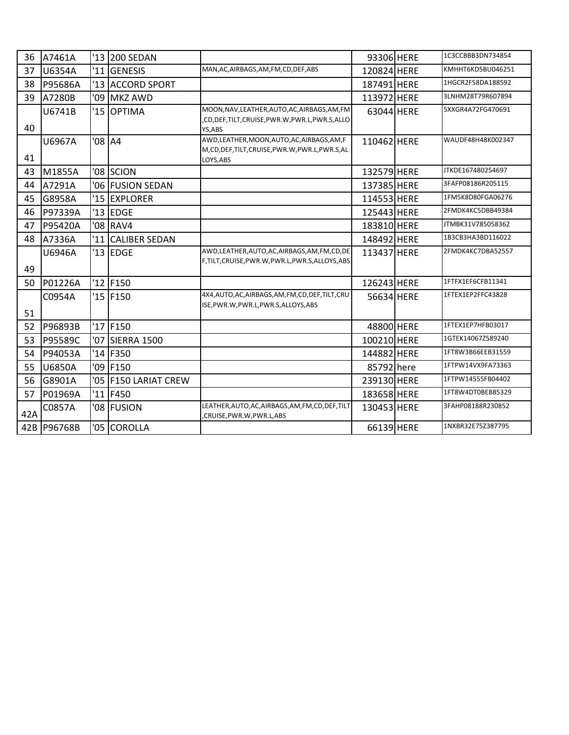| | | | | | | | |
|---|---|---|---|---|---|---|---|
| 36 | A7461A | '13 | 200 SEDAN | | 93306 | HERE | 1C3CCBBB3DN734854 |
| 37 | U6354A | '11 | GENESIS | MAN,AC,AIRBAGS,AM,FM,CD,DEF,ABS | 120824 | HERE | KMHHT6KD5BU046251 |
| 38 | P95686A | '13 | ACCORD SPORT | | 187491 | HERE | 1HGCR2F58DA188592 |
| 39 | A7280B | '09 | MKZ AWD | | 113972 | HERE | 3LNHM28T79R607894 |
| 40 | U6741B | '15 | OPTIMA | MOON,NAV,LEATHER,AUTO,AC,AIRBAGS,AM,FM,CD,DEF,TILT,CRUISE,PWR.W,PWR.L,PWR.S,ALLOYS,ABS | 63044 | HERE | 5XXGR4A72FG470691 |
| 41 | U6967A | '08 | A4 | AWD,LEATHER,MOON,AUTO,AC,AIRBAGS,AM,FM,CD,DEF,TILT,CRUISE,PWR.W,PWR.L,PWR.S,ALLOYS,ABS | 110462 | HERE | WAUDF48H48K002347 |
| 43 | M1855A | '08 | SCION | | 132579 | HERE | JTKDE167480254697 |
| 44 | A7291A | '06 | FUSION SEDAN | | 137385 | HERE | 3FAFP08186R205115 |
| 45 | G8958A | '15 | EXPLORER | | 114553 | HERE | 1FM5K8D80FGA06276 |
| 46 | P97339A | '13 | EDGE | | 125443 | HERE | 2FMDK4KC5DBB49384 |
| 47 | P95420A | '08 | RAV4 | | 183810 | HERE | JTMBK31V785058362 |
| 48 | A7336A | '11 | CALIBER SEDAN | | 148492 | HERE | 1B3CB3HA3BD116022 |
| 49 | U6946A | '13 | EDGE | AWD,LEATHER,AUTO,AC,AIRBAGS,AM,FM,CD,DEF,TILT,CRUISE,PWR.W,PWR.L,PWR.S,ALLOYS,ABS | 113437 | HERE | 2FMDK4KC7DBA52557 |
| 50 | P01226A | '12 | F150 | | 126243 | HERE | 1FTFX1EF6CFB11341 |
| 51 | C0954A | '15 | F150 | 4X4,AUTO,AC,AIRBAGS,AM,FM,CD,DEF,TILT,CRUISE,PWR.W,PWR.L,PWR.S,ALLOYS,ABS | 56634 | HERE | 1FTEX1EP2FFC43828 |
| 52 | P96893B | '17 | F150 | | 48800 | HERE | 1FTEX1EP7HFB03017 |
| 53 | P95589C | '07 | SIERRA 1500 | | 100210 | HERE | 1GTEK14067Z589240 |
| 54 | P94053A | '14 | F350 | | 144882 | HERE | 1FT8W3B66EEB31559 |
| 55 | U6850A | '09 | F150 | | 85792 | here | 1FTPW14VX9FA73363 |
| 56 | G8901A | '05 | F150 LARIAT CREW | | 239130 | HERE | 1FTPW14555FB04402 |
| 57 | P01969A | '11 | F450 | | 183658 | HERE | 1FT8W4DT0BEB85329 |
| 42A | C0857A | '08 | FUSION | LEATHER,AUTO,AC,AIRBAGS,AM,FM,CD,DEF,TILT,CRUISE,PWR.W,PWR.L,ABS | 130453 | HERE | 3FAHP08188R230852 |
| 42B | P96768B | '05 | COROLLA | | 66139 | HERE | 1NXBR32E75Z387795 |